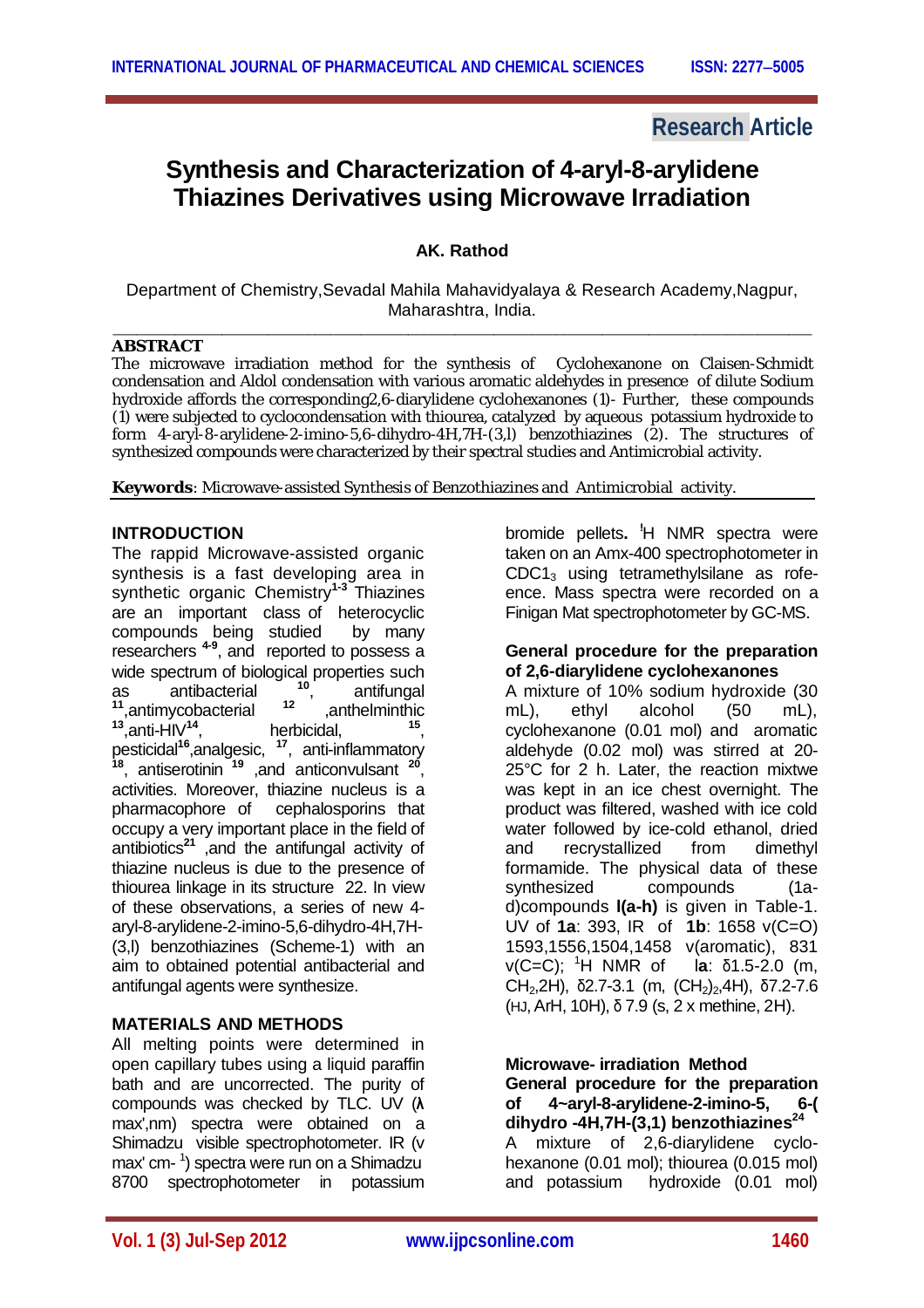Research Article

# Synthesis and Characterization of 4-aryl-8-arylidene Thiazines Derivatives using Microwave Irradiation

**AK. Rathod**

Department of Chemistry,Sevadal Mahila Mahavidyalaya & Research Academy,Nagpur, Maharashtra, India.

---

**ABSTRACT**

The microwave irradiation method for the synthesis of Cyclohexanone on Claisen-Schmidt condensation and Aldol condensation with various aromatic aldehydes in presence of dilute Sodium hydroxide affords the corresponding2,6-diarylidene cyclohexanones (1)- Further, these compounds (1) were subjected to cyclocondensation with thiourea, catalyzed by aqueous potassium hydroxide to form 4-aryl-8-arylidene-2-imino-5,6-dihydro-4H,7H-(3,l) benzothiazines (2). The structures of synthesized compounds were characterized by their spectral studies and Antimicrobial activity.

**Keywords**: Microwave-assisted Synthesis of Benzothiazines and Antimicrobial activity.

## INTRODUCTION

The rappid Microwave-assisted organic synthesis is a fast developing area in synthetic organic Chemistry[1-3] Thiazines are an important class of heterocyclic compounds being studied by many researchers [4-9], and reported to possess a wide spectrum of biological properties such as antibacterial [10], antifungal [11],antimycobacterial [12] ,anthelminthic [13],anti-HIV[14], herbicidal, [15], pesticidal[16],analgesic, [17], anti-inflammatory [18], antiserotinin [19] ,and anticonvulsant [20], activities. Moreover, thiazine nucleus is a pharmacophore of cephalosporins that occupy a very important place in the field of antibiotics[21] ,and the antifungal activity of thiazine nucleus is due to the presence of thiourea linkage in its structure 22. In view of these observations, a series of new 4-aryl-8-arylidene-2-imino-5,6-dihydro-4H,7H-(3,l) benzothiazines (Scheme-1) with an aim to obtained potential antibacterial and antifungal agents were synthesize.

## MATERIALS AND METHODS

All melting points were determined in open capillary tubes using a liquid paraffin bath and are uncorrected. The purity of compounds was checked by TLC. UV (λ max',nm) spectra were obtained on a Shimadzu visible spectrophotometer. IR (v max' cm- [1]) spectra were run on a Shimadzu 8700 spectrophotometer in potassium bromide pellets**.** $^1$H NMR spectra were taken on an Amx-400 spectrophotometer in $CDC1_3$ using tetramethylsilane as rofe-ence. Mass spectra were recorded on a Finigan Mat spectrophotometer by GC-MS.

### General procedure for the preparation of 2,6-diarylidene cyclohexanones

A mixture of 10% sodium hydroxide (30 mL), ethyl alcohol (50 mL), cyclohexanone (0.01 mol) and aromatic aldehyde (0.02 mol) was stirred at 20-25°C for 2 h. Later, the reaction mixtwe was kept in an ice chest overnight. The product was filtered, washed with ice cold water followed by ice-cold ethanol, dried and recrystallized from dimethyl formamide. The physical data of these synthesized compounds (1a-d)compounds **l(a-h)** is given in Table-1. UV of **1a**: 393, IR of **1b**: 1658 v(C=O) 1593,1556,1504,1458 v(aromatic), 831 v(C=C); $^1$H NMR of l**a**: δ1.5-2.0 (m, $CH_2$,2H), δ2.7-3.1 (m, $(CH_2)_2$,4H), δ7.2-7.6 (HJ, ArH, 10H), δ 7.9 (s, 2 x methine, 2H).

### Microwave- irradiation Method

### General procedure for the preparation of 4~aryl-8-arylidene-2-imino-5, 6-( dihydro -4H,7H-(3,1) benzothiazines[24]

A mixture of 2,6-diarylidene cyclo-hexanone (0.01 mol); thiourea (0.015 mol) and potassium hydroxide (0.01 mol)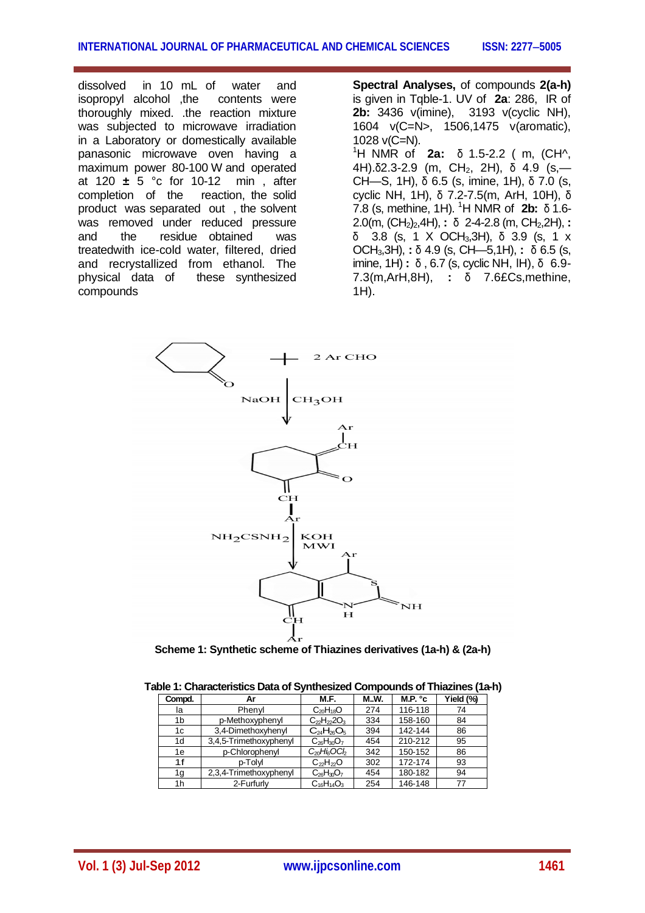dissolved in 10 mL of water and isopropyl alcohol ,the contents were thoroughly mixed. .the reaction mixture was subjected to microwave irradiation in a Laboratory or domestically available panasonic microwave oven having a maximum power 80-100 W and operated at 120 ± 5 °c for 10-12 min , after completion of the reaction, the solid product was separated out , the solvent was removed under reduced pressure and the residue obtained was treatedwith ice-cold water, filtered, dried and recrystallized from ethanol. The physical data of these synthesized compounds

**Spectral Analyses,** of compounds **2(a-h)** is given in Tqble-1. UV of **2a**: 286, IR of **2b:** 3436 v(imine), 3193 v(cyclic NH), 1604 v(C=N>, 1506,1475 v(aromatic), 1028 v(C=N).

$^1$H NMR of **2a:** δ 1.5-2.2 ( m, (CH^, 4H).δ2.3-2.9 (m, $CH_2$, 2H), δ 4.9 (s,—CH—S, 1H), δ 6.5 (s, imine, 1H), δ 7.0 (s, cyclic NH, 1H), δ 7.2-7.5(m, ArH, 10H), δ 7.8 (s, methine, 1H). $^1$H NMR of **2b:** δ 1.6-2.0(m, $(CH_2)_2$,4H), **:** δ 2-4-2.8 (m, $CH_2$,2H), **:** δ 3.8 (s, 1 X $OCH_3$,3H), δ 3.9 (s, 1 x $OCH_3$,3H), **:** δ 4.9 (s, CH—5,1H), **:** δ 6.5 (s, imine, 1H) **:** δ , 6.7 (s, cyclic NH, lH), δ 6.9-7.3(m,ArH,8H), **:** δ 7.6£Cs,methine, 1H).

**Scheme 1: Synthetic scheme of Thiazines derivatives (1a-h) & (2a-h)**

**Table 1: Characteristics Data of Synthesized Compounds of Thiazines (1a-h)**

| Compd. | Ar | M.F. | M..W. | M.P. °c | Yield (%) |
|---|---|---|---|---|---|
| la | Phenyl | $C_{20}H_{18}O$ | 274 | 116-118 | 74 |
| 1b | p-Methoxyphenyl | $C_{22}H_{22}2O_3$ | 334 | 158-160 | 84 |
| 1c | 3,4-Dimethoxyhenyl | $C_{24}H_{26}O_5$ | 394 | 142-144 | 86 |
| 1d | 3,4,5-Trimethoxyphenyl | $C_{26}H_{30}O_7$ | 454 | 210-212 | 95 |
| 1e | p-Chlorophenyl | $C_{20}H_{l6}OCl_2$ | 342 | 150-152 | 86 |
| 1f | p-Tolyl | $C_{22}H_{22}O$ | 302 | 172-174 | 93 |
| 1g | 2,3,4-Trimethoxyphenyl | $C_{26}H_{30}O_7$ | 454 | 180-182 | 94 |
| 1h | 2-Furfurly | $C_{16}H_{14}O_3$ | 254 | 146-148 | 77 |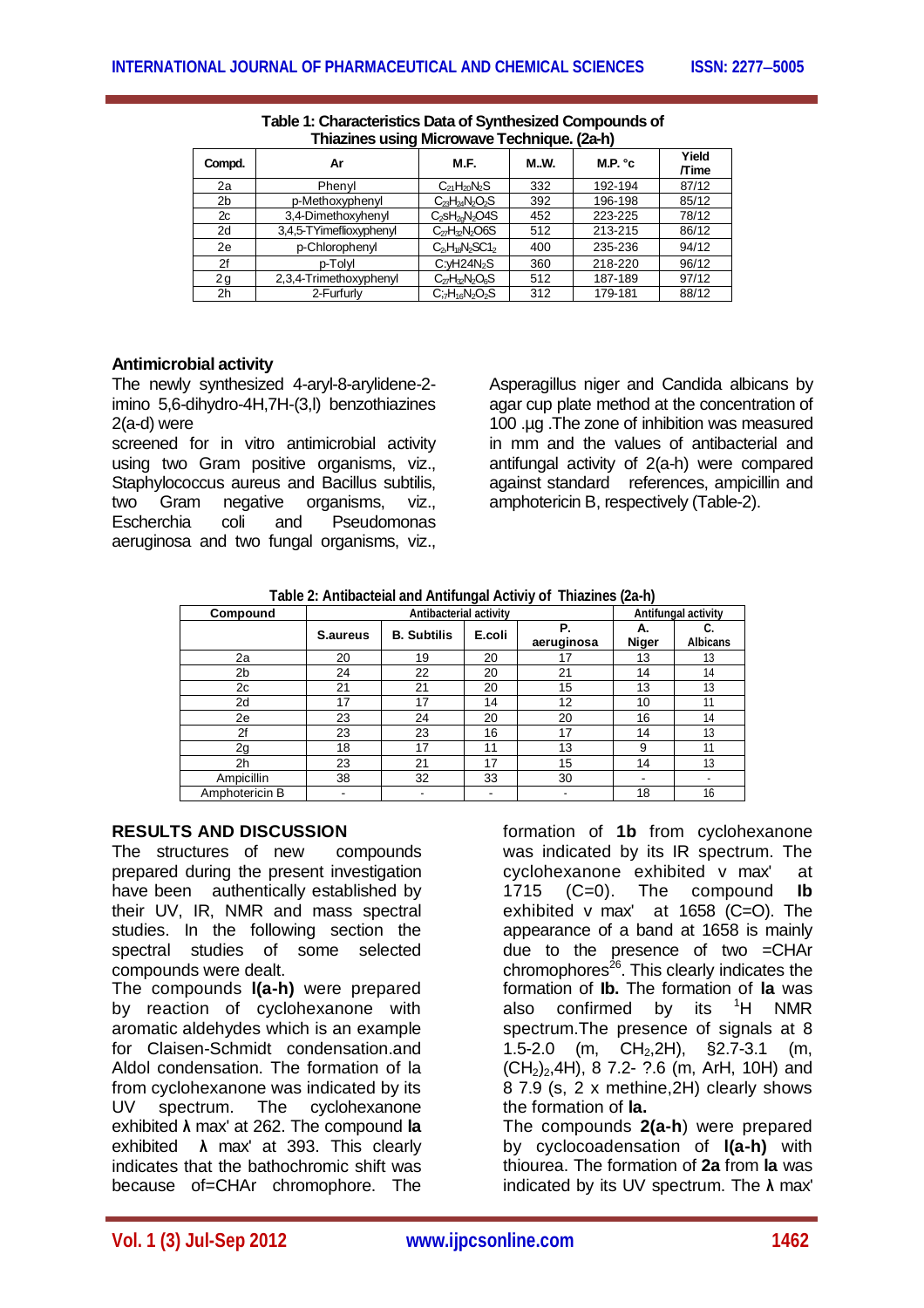**Table 1: Characteristics Data of Synthesized Compounds of Thiazines using Microwave Technique. (2a-h)**

| Compd. | Ar | M.F. | M..W. | M.P. °c | Yield /Time |
|---|---|---|---|---|---|
| 2a | Phenyl | $C_{21}H_{20}N_2S$ | 332 | 192-194 | 87/12 |
| 2b | p-Methoxyphenyl | $C_{23}H_{24}N_2O_2S$ | 392 | 196-198 | 85/12 |
| 2c | 3,4-Dimethoxyhenyl | $C_2SH_{28}N_2O4S$ | 452 | 223-225 | 78/12 |
| 2d | 3,4,5-TYimeflioxyphenyl | $C_{27}H_{32}N_2O6S$ | 512 | 213-215 | 86/12 |
| 2e | p-Chlorophenyl | $C_2H_{18}N_2SC1_2$ | 400 | 235-236 | 94/12 |
| 2f | p-Tolyl | C:yH24$N_2$S | 360 | 218-220 | 96/12 |
| 2g | 2,3,4-Trimethoxyphenyl | $C_{27}H_{32}N_2O_6S$ | 512 | 187-189 | 97/12 |
| 2h | 2-Furfurly | $C_{17}H_{16}N_2O_2S$ | 312 | 179-181 | 88/12 |

### Antimicrobial activity

The newly synthesized 4-aryl-8-arylidene-2-imino 5,6-dihydro-4H,7H-(3,l) benzothiazines 2(a-d) were screened for in vitro antimicrobial activity using two Gram positive organisms, viz., Staphylococcus aureus and Bacillus subtilis, two Gram negative organisms, viz., Escherchia coli and Pseudomonas aeruginosa and two fungal organisms, viz., Asperagillus niger and Candida albicans by agar cup plate method at the concentration of 100 .µg .The zone of inhibition was measured in mm and the values of antibacterial and antifungal activity of 2(a-h) were compared against standard references, ampicillin and amphotericin B, respectively (Table-2).

**Table 2: Antibacteial and Antifungal Activiy of Thiazines (2a-h)**

| Compound | Antibacterial activity | | | | Antifungal activity | |
|---|---|---|---|---|---|---|
| | S.aureus | B. Subtilis | E.coli | P. aeruginosa | A. Niger | C. Albicans |
| 2a | 20 | 19 | 20 | 17 | 13 | 13 |
| 2b | 24 | 22 | 20 | 21 | 14 | 14 |
| 2c | 21 | 21 | 20 | 15 | 13 | 13 |
| 2d | 17 | 17 | 14 | 12 | 10 | 11 |
| 2e | 23 | 24 | 20 | 20 | 16 | 14 |
| 2f | 23 | 23 | 16 | 17 | 14 | 13 |
| 2g | 18 | 17 | 11 | 13 | 9 | 11 |
| 2h | 23 | 21 | 17 | 15 | 14 | 13 |
| Ampicillin | 38 | 32 | 33 | 30 | - | - |
| Amphotericin B | - | - | - | - | 18 | 16 |

## RESULTS AND DISCUSSION

The structures of new compounds prepared during the present investigation have been authentically established by their UV, IR, NMR and mass spectral studies. In the following section the spectral studies of some selected compounds were dealt.

The compounds **l(a-h)** were prepared by reaction of cyclohexanone with aromatic aldehydes which is an example for Claisen-Schmidt condensation.and Aldol condensation. The formation of la from cyclohexanone was indicated by its UV spectrum. The cyclohexanone exhibited **λ** max' at 262. The compound **la** exhibited **λ** max' at 393. This clearly indicates that the bathochromic shift was because of=CHAr chromophore. The formation of **1b** from cyclohexanone was indicated by its IR spectrum. The cyclohexanone exhibited v max' at 1715 (C=0). The compound **lb** exhibited v max' at 1658 (C=O). The appearance of a band at 1658 is mainly due to the presence of two =CHAr chromophores[26]. This clearly indicates the formation of **lb.** The formation of **la** was also confirmed by its $^1$H NMR spectrum.The presence of signals at 8 1.5-2.0 (m, $CH_2$,2H), §2.7-3.1 (m, $(CH_2)_2$,4H), 8 7.2- ?.6 (m, ArH, 10H) and 8 7.9 (s, 2 x methine,2H) clearly shows the formation of **la.**

The compounds **2(a-h**) were prepared by cyclocoadensation of **l(a-h)** with thiourea. The formation of **2a** from **la** was indicated by its UV spectrum. The **λ** max'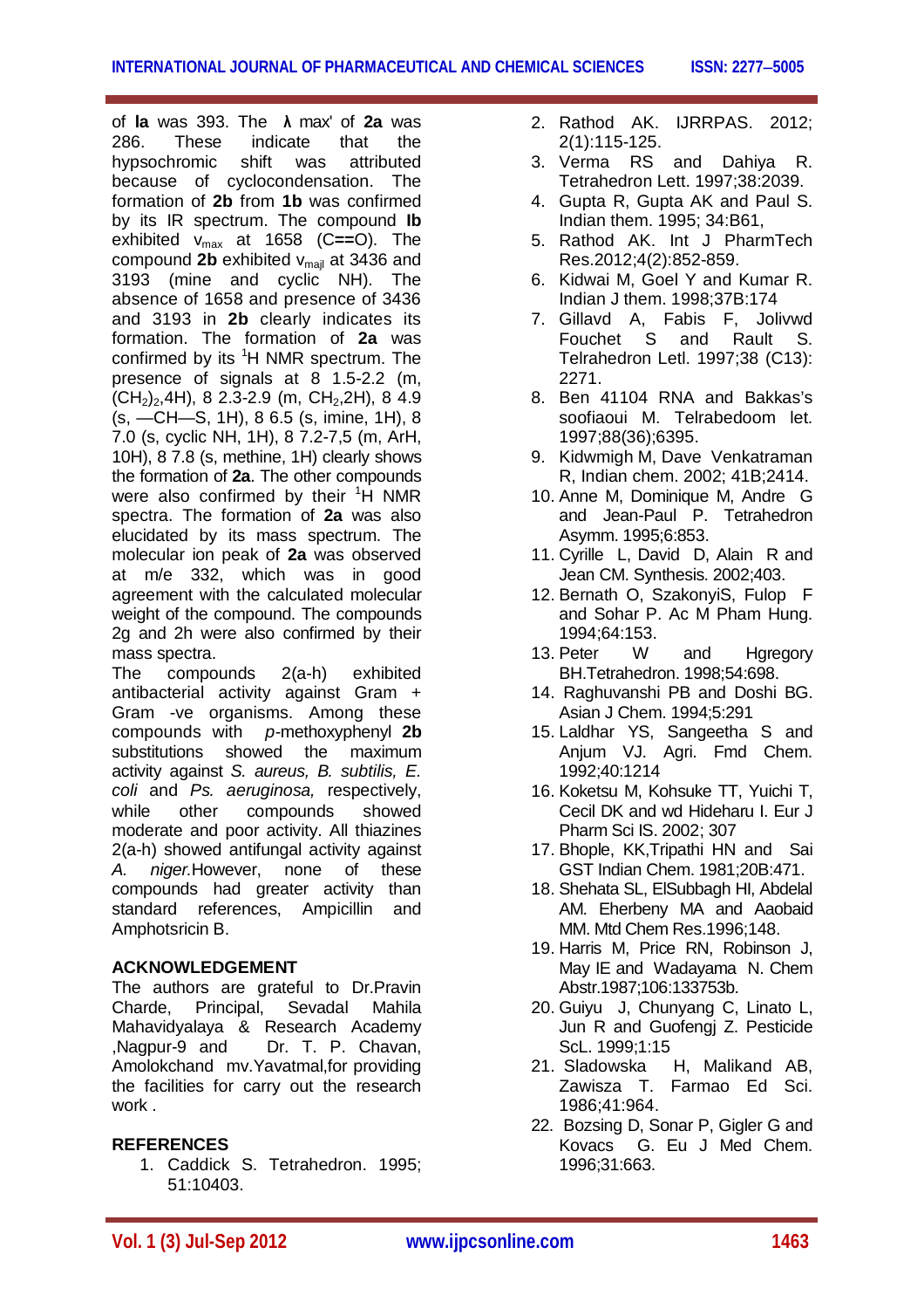of **Ia** was 393. The **λ** max' of **2a** was 286. These indicate that the hypsochromic shift was attributed because of cyclocondensation. The formation of **2b** from **1b** was confirmed by its IR spectrum. The compound **Ib** exhibited $v_{max}$ at 1658 (C**==**O). The compound **2b** exhibited $v_{majl}$ at 3436 and 3193 (mine and cyclic NH). The absence of 1658 and presence of 3436 and 3193 in **2b** clearly indicates its formation. The formation of **2a** was confirmed by its $^1H$ NMR spectrum. The presence of signals at 8 1.5-2.2 (m, $(CH_2)_2$,4H), 8 2.3-2.9 (m, $CH_2$,2H), 8 4.9 (s, —CH—S, 1H), 8 6.5 (s, imine, 1H), 8 7.0 (s, cyclic NH, 1H), 8 7.2-7,5 (m, ArH, 10H), 8 7.8 (s, methine, 1H) clearly shows the formation of **2a**. The other compounds were also confirmed by their $^1H$ NMR spectra. The formation of **2a** was also elucidated by its mass spectrum. The molecular ion peak of **2a** was observed at m/e 332, which was in good agreement with the calculated molecular weight of the compound. The compounds 2g and 2h were also confirmed by their mass spectra.

The compounds 2(a-h) exhibited antibacterial activity against Gram + Gram -ve organisms. Among these compounds with *p*-methoxyphenyl **2b** substitutions showed the maximum activity against *S. aureus, B. subtilis, E. coli* and *Ps. aeruginosa,* respectively, while other compounds showed moderate and poor activity. All thiazines 2(a-h) showed antifungal activity against *A. niger.*However, none of these compounds had greater activity than standard references, Ampicillin and Amphotsricin B.

## ACKNOWLEDGEMENT

The authors are grateful to Dr.Pravin Charde, Principal, Sevadal Mahila Mahavidyalaya & Research Academy ,Nagpur-9 and Dr. T. P. Chavan, Amolokchand mv.Yavatmal,for providing the facilities for carry out the research work .

## REFERENCES

1. Caddick S. Tetrahedron. 1995; 51:10403.
2. Rathod AK. IJRRPAS. 2012; 2(1):115-125.
3. Verma RS and Dahiya R. Tetrahedron Lett. 1997;38:2039.
4. Gupta R, Gupta AK and Paul S. Indian them. 1995; 34:B61,
5. Rathod AK. Int J PharmTech Res.2012;4(2):852-859.
6. Kidwai M, Goel Y and Kumar R. Indian J them. 1998;37B:174
7. Gillavd A, Fabis F, Jolivwd Fouchet S and Rault S. Telrahedron Letl. 1997;38 (C13): 2271.
8. Ben 41104 RNA and Bakkas's soofiaoui M. Telrabedoom let. 1997;88(36);6395.
9. Kidwmigh M, Dave Venkatraman R, Indian chem. 2002; 41B;2414.
10. Anne M, Dominique M, Andre G and Jean-Paul P. Tetrahedron Asymm. 1995;6:853.
11. Cyrille L, David D, Alain R and Jean CM. Synthesis. 2002;403.
12. Bernath O, SzakonyiS, Fulop F and Sohar P. Ac M Pham Hung. 1994;64:153.
13. Peter W and Hgregory BH.Tetrahedron. 1998;54:698.
14. Raghuvanshi PB and Doshi BG. Asian J Chem. 1994;5:291
15. Laldhar YS, Sangeetha S and Anjum VJ. Agri. Fmd Chem. 1992;40:1214
16. Koketsu M, Kohsuke TT, Yuichi T, Cecil DK and wd Hideharu I. Eur J Pharm Sci IS. 2002; 307
17. Bhople, KK,Tripathi HN and Sai GST Indian Chem. 1981;20B:471.
18. Shehata SL, ElSubbagh HI, Abdelal AM. Eherbeny MA and Aaobaid MM. Mtd Chem Res.1996;148.
19. Harris M, Price RN, Robinson J, May IE and Wadayama N. Chem Abstr.1987;106:133753b.
20. Guiyu J, Chunyang C, Linato L, Jun R and Guofengj Z. Pesticide ScL. 1999;1:15
21. Sladowska H, Malikand AB, Zawisza T. Farmao Ed Sci. 1986;41:964.
22. Bozsing D, Sonar P, Gigler G and Kovacs G. Eu J Med Chem. 1996;31:663.